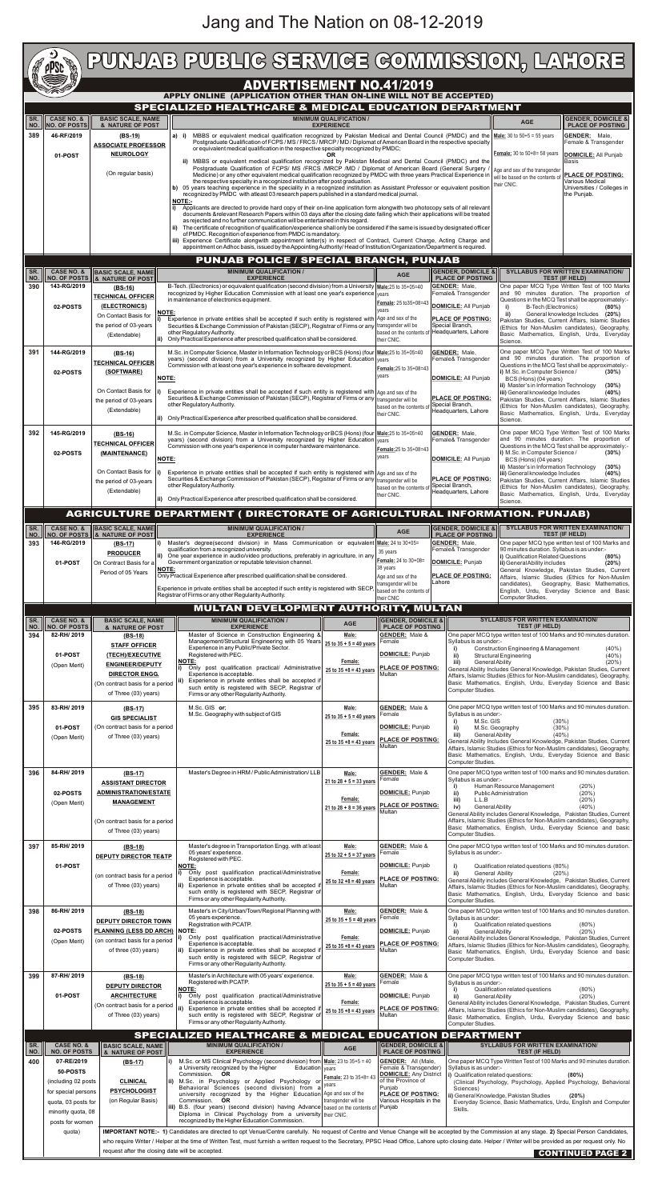# Jang and The Nation on 08-12-2019

# PUNJAB PUBLIC SERVICE COMMISSION, LAHORE

## ADVERTISEMENT NO.41/2019

**APPLY ONLINE (APPLICATION OTHER THAN ON-LINE WILL NOT BE ACCEPTED)**

### SPECIALIZED HEALTHCARE & MEDICAL EDUCATION DEPARTMENT

| SR. NO. | CASE NO. & NO. OF POSTS | BASIC SCALE, NAME & NATURE OF POST | MINIMUM QUALIFICATION / EXPERIENCE | AGE | GENDER, DOMICILE & PLACE OF POSTING |
|---|---|---|---|---|---|
| 389 | 46-RF/2019<br><br>01-POST | (BS-19)<br>**ASSOCIATE PROFESSOR NEUROLOGY**<br><br>(On regular basis) | a) i) MBBS or equivalent medical qualification recognized by Pakistan Medical and Dental Council (PMDC) and the Postgraduate Qualification of FCPS / MS / FRCS / MRCP / MD / Diplomat of American Board in the respective speciality or equivalent medical qualification in the respective specialty recognized by PMDC;<br>OR<br>ii) MBBS or equivalent medical qualification recognized by Pakistan Medical and Dental Council (PMDC) and the Postgraduate Qualification of FCPS/ MS /FRCS /MRCP /MD / Diplomat of American Board (General Surgery / Medicine) or any other equivalent medical qualification recognized by PMDC with three years Practical Experience in the respective speciality in a recognized institution after post graduation.<br>b) 05 years teaching experience in the speciality in a recognized institution as Assistant Professor or equivalent position recognized by PMDC with atleast 03 research papers published in a standard medical journal.<br>**NOTE:-**<br>i) Applicants are directed to provide hard copy of their on-line application form alongwith two photocopy sets of all relevant documents &relevant Research Papers within 03 days after the closing date failing which their applications will be treated as rejected and no further communication will be entertained in this regard.<br>ii) The certificate of recognition of qualification/experience shall only be considered if the same is issued by designated officer of PMDC. Recognition of experience from PMDC is mandatory.<br>iii) Experience Certificate alongwith appointment letter(s) in respect of Contract, Current Charge, Acting Charge and appointment on Adhoc basis, issued by the Appointing Authority/ Head of Institution/Organization/Department is required. | **Male:** 30 to 50+5 = 55 years<br><br>**Female:** 30 to 50+8= 58 years<br><br>Age and sex of the transgender will be based on the contents of their CNIC. | **GENDER:** Male, Female & Transgender<br><br>**DOMICILE:** All Punjab Basis<br><br>**PLACE OF POSTING:** Various Medical Universities / Colleges in the Punjab. |

### PUNJAB POLICE / SPECIAL BRANCH, PUNJAB

| SR. NO. | CASE NO. & NO. OF POSTS | BASIC SCALE, NAME & NATURE OF POST | MINIMUM QUALIFICATION / EXPERIENCE | AGE | GENDER, DOMICILE & PLACE OF POSTING | SYLLABUS FOR WRITTEN EXAMINATION/ TEST (IF HELD) |
|---|---|---|---|---|---|---|
| 390 | 143-RG/2019<br><br>02-POSTS | (BS-16)<br>**TECHNICAL OFFICER (ELECTRONICS)**<br><br>On Contact Basis for the period of 03-years (Extendable) | B-Tech. (Electronics) or equivalent qualification (second division) from a University recognized by Higher Education Commission with at least one year's experience in maintenance of electronics equipment.<br>**NOTE:**<br>i) Experience in private entities shall be accepted if such entity is registered with Securities & Exchange Commission of Pakistan (SECP), Registrar of Firms or any other Regulatory Authority.<br>ii) Only Practical Experience after prescribed qualification shall be considered. | **Male:** 25 to 35+05=40 years<br><br>**Female:** 25 to 35+08=43 years<br><br>Age and sex of the transgender will be based on the contents of their CNIC. | **GENDER:** Male, Female& Transgender<br><br>**DOMICILE:** All Punjab<br><br>**PLACE OF POSTING:** Special Branch, Headquarters, Lahore | One paper MCQ Type Written Test of 100 Marks and 90 minutes duration. The proportion of Questions in the MCQ Test shall be approximately:-<br>i) B-Tech (Electronics) (80%)<br>ii) General knowledge Includes (20%) Pakistan Studies, Current Affairs, Islamic Studies (Ethics for Non-Muslim candidates), Geography, Basic Mathematics, English, Urdu, Everyday Science. |
| 391 | 144-RG/2019<br><br>02-POSTS | (BS-16)<br>**TECHNICAL OFFICER (SOFTWARE)**<br><br>On Contact Basis for the period of 03-years (Extendable) | M.Sc. in Computer Science, Master in Information Technology or BCS (Hons) (four years) (second division) from a University recognized by Higher Education Commission with at least one year's experience in software development.<br>**NOTE:**<br>i) Experience in private entities shall be accepted if such entity is registered with Securities & Exchange Commission of Pakistan (SECP), Registrar of Firms or any other Regulatory Authority.<br>ii) Only Practical Experience after prescribed qualification shall be considered. | **Male:** 25 to 35+05=40 years<br><br>**Female:** 25 to 35+08=43 years<br><br>Age and sex of the transgender will be based on the contents of their CNIC. | **GENDER:** Male, Female& Transgender<br><br>**DOMICILE:** All Punjab<br><br>**PLACE OF POSTING:** Special Branch, Headquarters, Lahore | One paper MCQ Type Written Test of 100 Marks and 90 minutes duration. The proportion of Questions in the MCQ Test shall be approximately:-<br>i) M.Sc. in Computer Science / BCS (Hons) (04 years) (30%)<br>ii) Master's in Information Technology (30%)<br>iii) General knowledge Includes (40%) Pakistan Studies, Current Affairs, Islamic Studies (Ethics for Non-Muslim candidates), Geography, Basic Mathematics, English, Urdu, Everyday Science. |
| 392 | 145-RG/2019<br><br>02-POSTS | (BS-16)<br>**TECHNICAL OFFICER (MAINTENANCE)**<br><br>On Contact Basis for the period of 03-years (Extendable) | M.Sc. in Computer Science, Master in Information Technology or BCS (Hons) (four years) (second division) from a University recognized by Higher Education Commission with one year's experience in computer hardware maintenance.<br>**NOTE:**<br>i) Experience in private entities shall be accepted if such entity is registered with Securities & Exchange Commission of Pakistan (SECP), Registrar of Firms or any other Regulatory Authority.<br>ii) Only Practical Experience after prescribed qualification shall be considered. | **Male:** 25 to 35+05=40 years<br><br>**Female:** 25 to 35+08=43 years<br><br>Age and sex of the transgender will be based on the contents of their CNIC. | **GENDER:** Male, Female& Transgender<br><br>**DOMICILE:** All Punjab<br><br>**PLACE OF POSTING:** Special Branch, Headquarters, Lahore | One paper MCQ Type Written Test of 100 Marks and 90 minutes duration. The proportion of Questions in the MCQ Test shall be approximately:-<br>i) M.Sc. in Computer Science / BCS (Hons) (04 years) (30%)<br>ii) Master's in Information Technology (30%)<br>iii) General knowledge Includes (40%) Pakistan Studies, Current Affairs, Islamic Studies (Ethics for Non-Muslim candidates), Geography, Basic Mathematics, English, Urdu, Everyday Science. |

### AGRICULTURE DEPARTMENT ( DIRECTORATE OF AGRICULTURAL INFORMATION. PUNJAB)

| SR. NO. | CASE NO. & NO. OF POSTS | BASIC SCALE, NAME & NATURE OF POST | MINIMUM QUALIFICATION / EXPERIENCE | AGE | GENDER, DOMICILE & PLACE OF POSTING | SYLLABUS FOR WRITTEN EXAMINATION/ TEST (IF HELD) |
|---|---|---|---|---|---|---|
| 393 | 146-RG/2019<br><br>01-POST | (BS-17)<br>**PRODUCER**<br>On Contract Basis for a Period of 05 Years | i) Master's degree(second division) in Mass Communication or equivalent qualification from a recognized university.<br>ii) One year experience in audio/video productions, preferably in agriculture, in any Government organization or reputable television channel.<br>**NOTE:**<br>Only Practical Experience after prescribed qualification shall be considered.<br>Experience in private entities shall be accepted if such entity is registered with SECP, Registrar of Firms or any other Regulatory Authority. | **Male:** 24 to 30+05= 35 years<br><br>**Female:** 24 to 30+08= 38 years<br><br>Age and sex of the transgender will be based on the contents of their CNIC | **GENDER:** Male, Female& Transgender<br><br>**DOMICILE:** Punjab<br><br>**PLACE OF POSTING:** Lahore | One paper MCQ type written test of 100 Marks and 90 minutes duration. Syllabus is as under:-<br>i) Qualification Related Questions (80%)<br>ii) General Ability includes (20%) General Knowledge, Pakistan Studies, Current Affairs, Islamic Studies (Ethics for Non-Muslim candidates), Geography, Basic Mathematics, English, Urdu, Everyday Science and Basic Computer Studies. |

### MULTAN DEVELOPMENT AUTHORITY, MULTAN

| SR. NO. | CASE NO. & NO. OF POSTS | BASIC SCALE, NAME & NATURE OF POST | MINIMUM QUALIFICATION / EXPERIENCE | AGE | GENDER, DOMICILE & PLACE OF POSTING | SYLLABUS FOR WRITTEN EXAMINATION/ TEST (IF HELD) |
|---|---|---|---|---|---|---|
| 394 | 82-RH/ 2019<br><br>01-POST<br>(Open Merit) | (BS-18)<br>**STAFF OFFICER (TECH)/EXECUTIVE ENGINEER/DEPUTY DIRECTOR ENGG.**<br>(On contract basis for a period of Three (03) years) | Master of Science in Construction Engineering & Management/Structural Engineering with 05 Years Experience in any Public/Private Sector.<br>Registered with PEC.<br>**NOTE:**<br>i) Only post qualification practical/ Administrative Experience is acceptable.<br>ii) Experience in private entities shall be accepted if such entity is registered with SECP, Registrar of Firms or any other Regulatory Authority. | **Male:** 25 to 35 + 5 = 40 years<br><br>**Female:** 25 to 35 +8 = 43 years | **GENDER:** Male & Female<br><br>**DOMICILE:** Punjab<br><br>**PLACE OF POSTING:** Multan | One paper MCQ type written test of 100 Marks and 90 minutes duration. Syllabus is as under:-<br>i) Construction Engineering & Management (40%)<br>ii) Structural Engineering (40%)<br>iii) General Ability (20%)<br>General Ability Includes General Knowledge, Pakistan Studies, Current Affairs, Islamic Studies (Ethics for Non-Muslim candidates), Geography, Basic Mathematics, English, Urdu, Everyday Science and Basic Computer Studies. |
| 395 | 83-RH/ 2019<br><br>01-POST<br>(Open Merit) | (BS-17)<br>**GIS SPECIALIST**<br>(On contract basis for a period of Three (03) years) | M.Sc. GIS **or**;<br>M.Sc. Geography with subject of GIS | **Male:** 25 to 35 + 5 = 40 years<br><br>**Female:** 25 to 35 +8 = 43 years | **GENDER:** Male & Female<br><br>**DOMICILE:** Punjab<br><br>**PLACE OF POSTING:** Multan | One paper MCQ type written test of 100 Marks and 90 minutes duration. Syllabus is as under:-<br>i) M.Sc. GIS (30%)<br>ii) M.Sc. Geography (30%)<br>iii) General Ability (40%)<br>General Ability Includes General Knowledge, Pakistan Studies, Current Affairs, Islamic Studies (Ethics for Non-Muslim candidates), Geography, Basic Mathematics, English, Urdu, Everyday Science and Basic Computer Studies. |
| 396 | 84-RH/ 2019<br><br>02-POSTS<br>(Open Merit) | (BS-17)<br>**ASSISTANT DIRECTOR ADMINISTRATION/ESTATE MANAGEMENT**<br>(On contract basis for a period of Three (03) years) | Master's Degree in HRM / Public Administration/ LLB | **Male:** 21 to 28 + 5 = 33 years<br><br>**Female:** 21 to 28 + 8 = 36 years | **GENDER:** Male & Female<br><br>**DOMICILE:** Punjab<br><br>**PLACE OF POSTING:** Multan | One paper MCQ type written test of 100 Marks and 90 minutes duration. Syllabus is as under:-<br>i) Human Resource Management (20%)<br>ii) Public Administration (20%)<br>iii) L.L.B (20%)<br>iv) General Ability (40%)<br>General Ability includes General Knowledge, Pakistan Studies, Current Affairs, Islamic Studies (Ethics for Non-Muslim candidates), Geography, Basic Mathematics, English, Urdu, Everyday Science and Basic Computer Studies. |
| 397 | 85-RH/ 2019<br><br>01-POST | (BS-18)<br>**DEPUTY DIRECTOR TE&TP**<br>(on contract basis for a period of Three (03) years) | Master's degree in Transportation Engg. with at least 05 years' experience.<br>Registered with PEC.<br>**NOTE:**<br>i) Only post qualification practical/Administrative Experience is acceptable.<br>ii) Experience in private entities shall be accepted if such entity is registered with SECP, Registrar of Firms or any other Regulatory Authority. | **Male:** 25 to 32 + 5 = 37 years<br><br>**Female:** 25 to 32 +8 = 40 years | **GENDER:** Male & Female<br><br>**DOMICILE:** Punjab<br><br>**PLACE OF POSTING:** Multan | One paper MCQ type written test of 100 Marks and 90 minutes duration. Syllabus is as under:-<br>i) Qualification related questions (80%)<br>ii) General Ability (20%)<br>General Ability includes General Knowledge, Pakistan Studies, Current Affairs, Islamic Studies (Ethics for Non-Muslim candidates), Geography, Basic Mathematics, English, Urdu, Everyday Science and Basic Computer Studies. |
| 398 | 86-RH/ 2019<br><br>02-POSTS<br>(Open Merit) | (BS-18)<br>**DEPUTY DIRECTOR TOWN PLANNING (LESS DD ARCH)**<br>(on contract basis for a period of three (03) years) | Master's in City/Urban/Town/Regional Planning with 05 years experience.<br>Registration with PCATP.<br>**NOTE:**<br>i) Only post qualification practical/Administrative Experience is acceptable.<br>ii) Experience in private entities shall be accepted if such entity is registered with SECP, Registrar of Firms or any other Regulatory Authority. | **Male:** 25 to 35 + 5 = 40 years<br><br>**Female:** 25 to 35 +8 = 43 years | **GENDER:** Male & Female<br><br>**DOMICILE:** Punjab<br><br>**PLACE OF POSTING:** Multan | One paper MCQ type written test of 100 Marks and 90 minutes duration. Syllabus is as under:<br>i) Qualification related questions (80%)<br>ii) General Ability (20%)<br>General Ability includes General Knowledge, Pakistan Studies, Current Affairs, Islamic Studies (Ethics for Non-Muslim candidates), Geography, Basic Mathematics, English, Urdu, Everyday Science and Basic Computer Studies. |
| 399 | 87-RH/ 2019<br><br>01-POST | (BS-18)<br>**DEPUTY DIRECTOR ARCHITECTURE**<br>(On contract basis for a period of Three (03) years) | Master's in Architecture with 05 years' experience.<br>Registered with PCATP.<br>**NOTE:**<br>i) Only post qualification practical/Administrative Experience is acceptable.<br>ii) Experience in private entities shall be accepted if such entity is registered with SECP, Registrar of Firms or any other Regulatory Authority. | **Male:** 25 to 35 + 5 = 40 years<br><br>**Female:** 25 to 35 +8 = 43 years | **GENDER:** Male & Female<br><br>**DOMICILE:** Punjab<br><br>**PLACE OF POSTING:** Multan | One paper MCQ type written test of 100 Marks and 90 minutes duration. Syllabus is as under:-<br>i) Qualification related questions (80%)<br>ii) General Ability (20%)<br>General Ability includes General Knowledge, Pakistan Studies, Current Affairs, Islamic Studies (Ethics for Non-Muslim candidates), Geography, Basic Mathematics, English, Urdu, Everyday Science and Basic Computer Studies. |

### SPECIALIZED HEALTHCARE & MEDICAL EDUCATION DEPARTMENT

| SR. NO. | CASE NO. & NO. OF POSTS | BASIC SCALE, NAME & NATURE OF POST | MINIMUM QUALIFICATION / EXPERIENCE | AGE | GENDER, DOMICILE & PLACE OF POSTING | SYLLABUS FOR WRITTEN EXAMINATION/ TEST (IF HELD) |
|---|---|---|---|---|---|---|
| 400 | 07-RE/2019<br><br>50-POSTS<br>(including 02 posts for special persons quota, 03 posts for minority quota, 08 posts for women quota) | (BS-17)<br><br>**CLINICAL PSYCHOLOGIST**<br>(on Regular Basis) | i) M.Sc. or MS Clinical Psychology (second division) from a University recognized by the Higher Education Commission. **OR**<br>ii) M.Sc. in Psychology or Applied Psychology or Behavioral Sciences (second division) from a university recognized by the Higher Education Commission. **OR**<br>iii) B.S. (four years) (second division) having Advance Diploma in Clinical Psychology from a university recognized by the Higher Education Commission. | **Male:** 23 to 35+5 = 40 years<br><br>**Female:** 23 to 35+8= 43 years<br><br>Age and sex of the transgender will be based on the contents of their CNIC. | **GENDER:** All (Male, Female & Transgender)<br>**DOMICILE:** Any District of the Province of Punjab<br>**PLACE OF POSTING:** Various Hospitals in the Punjab | One paper MCQ type Written Test of 100 Marks and 90 minutes duration. Syllabus is as under:-<br>i) Qualification related questions: (80%) (Clinical Psychology, Psychology, Applied Psychology, Behavioral Sciences)<br>ii) General Knowledge, Pakistan Studies (20%) Everyday Science, Basic Mathematics, Urdu, English and Computer Skills. |

**IMPORTANT NOTE:- 1)** Candidates are directed to opt Venue/Centre carefully. No request of Centre and Venue Change will be accepted by the Commission at any stage. **2)** Special Person Candidates, who require Writer / Helper at the time of Written Test, must furnish a written request to the Secretary, PPSC Head Office, Lahore upto closing date. Helper / Writer will be provided as per request only. No request after the closing date will be accepted.

**CONTINUED PAGE 2**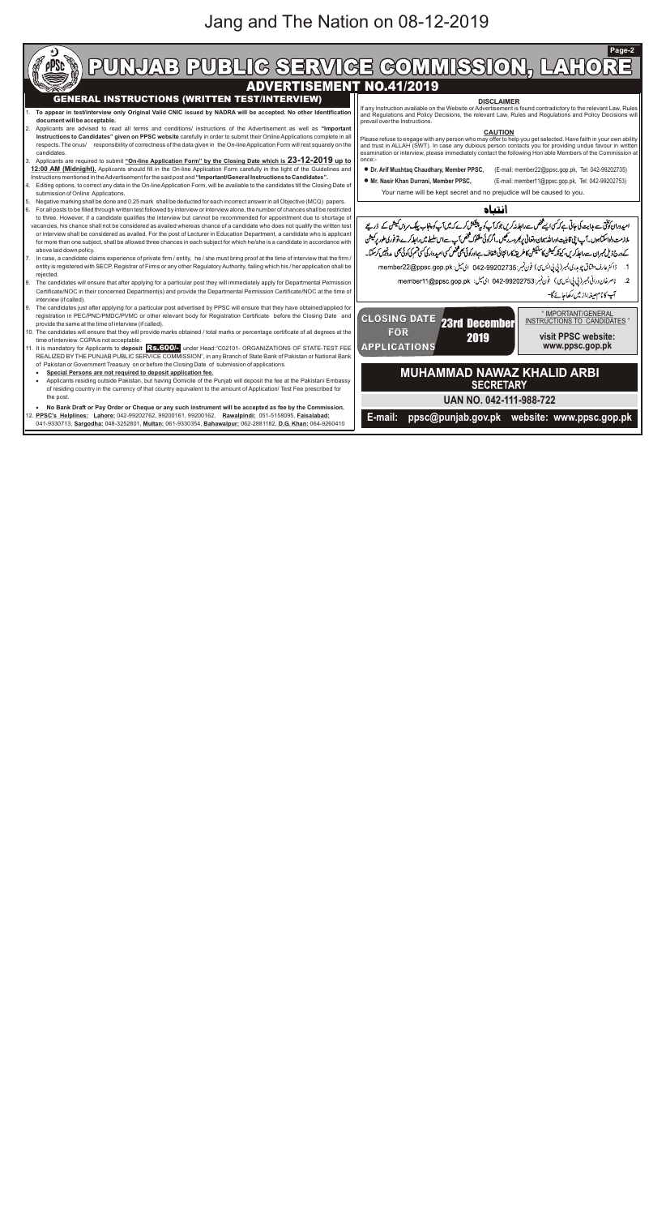# Jang and The Nation on 08-12-2019

# PUNJAB PUBLIC SERVICE COMMISSION, LAHORE

## ADVERTISEMENT NO.41/2019

### GENERAL INSTRUCTIONS (WRITTEN TEST/INTERVIEW)

1. **To appear in test/interview only Original Valid CNIC issued by NADRA will be accepted. No other Identification document will be acceptable.**
2. Applicants are advised to read all terms and conditions/ instructions of the Advertisement as well as **"Important Instructions to Candidates" given on PPSC website** carefully in order to submit their Online Applications complete in all respects. The onus/ responsibility of correctness of the data given in the On-line Application Form will rest squarely on the candidates.
3. Applicants are required to submit **"On-line Application Form" by the Closing Date which is 23-12-2019 up to 12:00 AM (Midnight).** Applicants should fill in the On-line Application Form carefully in the light of the Guidelines and Instructions mentioned in the Advertisement for the said post and **"Important/General Instructions to Candidates".**
4. Editing options, to correct any data in the On-line Application Form, will be available to the candidates till the Closing Date of submission of Online Applications.
5. Negative marking shall be done and 0.25 mark shall be deducted for each incorrect answer in all Objective (MCQ) papers.
6. For all posts to be filled through written test followed by interview or interview alone, the number of chances shall be restricted to three. However, if a candidate qualifies the interview but cannot be recommended for appointment due to shortage of vacancies, his chance shall not be considered as availed whereas chance of a candidate who does not qualify the written test or interview shall be considered as availed. For the post of Lecturer in Education Department, a candidate who is applicant for more than one subject, shall be allowed three chances in each subject for which he/she is a candidate in accordance with above laid down policy.
7. In case, a candidate claims experience of private firm / entity, he / she must bring proof at the time of interview that the firm / entity is registered with SECP, Registrar of Firms or any other Regulatory Authority, failing which his / her application shall be rejected.
8. The candidates will ensure that after applying for a particular post they will immediately apply for Departmental Permission Certificate/NOC in their concerned Department(s) and provide the Departmental Permission Certificate/NOC at the time of interview (if called).
9. The candidates just after applying for a particular post advertised by PPSC will ensure that they have obtained/applied for registration in PEC/PNC/PMDC/PVMC or other relevant body for Registration Certificate before the Closing Date and provide the same at the time of interview (if called).
10. The candidates will ensure that they will provide marks obtained / total marks or percentage certificate of all degrees at the time of interview. CGPA is not acceptable.
11. It is mandatory for Applicants to **deposit Rs.600/-** under Head:"C02101- ORGANIZATIONS OF STATE-TEST FEE REALIZED BY THE PUNJAB PUBLIC SERVICE COMMISSION", in any Branch of State Bank of Pakistan or National Bank of Pakistan or Government Treasury on or before the Closing Date of submission of applications.
    - **Special Persons are not required to deposit application fee.**
    - Applicants residing outside Pakistan, but having Domicile of the Punjab will deposit the fee at the Pakistani Embassy of residing country in the currency of that country equivalent to the amount of Application/ Test Fee prescribed for the post.
    - **No Bank Draft or Pay Order or Cheque or any such instrument will be accepted as fee by the Commission.**
12. **PPSC's Helplines: Lahore:** 042-99202762, 99200161, 99200162, **Rawalpindi:** 051-5158095, **Faisalabad:** 041-9330713, **Sargodha:** 048-3252801, **Multan:** 061-9330354, **Bahawalpur:** 062-2881182, **D.G. Khan:** 064-9260410

### DISCLAIMER

If any Instruction available on the Website or Advertisement is found contradictory to the relevant Law, Rules and Regulations and Policy Decisions, the relevant Law, Rules and Regulations and Policy Decisions will prevail over the Instructions.

### CAUTION

Please refuse to engage with any person who may offer to help you get selected. Have faith in your own ability and trust in ALLAH (SWT). In case any dubious person contacts you for providing undue favour in written examination or interview, please immediately contact the following Hon'able Members of the Commission at once:-

- **Dr. Arif Mushtaq Chaudhary, Member PPSC,** (E-mail: member22@ppsc.gop.pk, Tel: 042-99202735)
- **Mr. Nasir Khan Durrani, Member PPSC,** (E-mail: member11@ppsc.gop.pk, Tel: 042-99202753)

Your name will be kept secret and no prejudice will be caused to you.

### انتباہ

امیدواران کو سختی سے ہدایت کی جاتی ہے کہ کسی ایسے شخص سے رابطہ نہ کریں جو آپ کو یہ پیشکش کرے کہ میں آپ کو پنجاب پبلک سروس کمیشن کے ذریعے ملازمت دلوا سکتا ہوں۔ آپ اپنی قابلیت اور اللہ سبحان وتعالیٰ پر بھروسہ رکھیں۔ اگر کوئی مشکوک شخص آپ سے اس سلسلے میں رابطہ کرے، تو فوری طور پر کمیشن کے درج ذیل ممبران سے رابطہ کریں، کیونکہ کمیشن کا سلیکشن کا طریقہ کار انتہائی شفاف ہے اور کوئی بھی شخص کسی امیدوار کی کسی قسم کی کوئی بھی مدد نہیں کر سکتا۔

1. ڈاکٹر عارف مشتاق چوہدری، ممبر (پی پی ایس سی) فون نمبر 042-99202735 ای میل: member22@ppsc.gop.pk
2. ناصر خان درانی، ممبر (پی پی ایس سی) فون نمبر 042-99202753 ای میل: member11@ppsc.gop.pk

آپ کا نام صیغہ راز میں رکھا جائے گا۔

**CLOSING DATE FOR APPLICATIONS: 23rd December 2019**

" IMPORTANT/GENERAL INSTRUCTIONS TO CANDIDATES "

**visit PPSC website: www.ppsc.gop.pk**

## MUHAMMAD NAWAZ KHALID ARBI
**SECRETARY**

**UAN NO. 042-111-988-722**

**E-mail: ppsc@punjab.gov.pk website: www.ppsc.gop.pk**